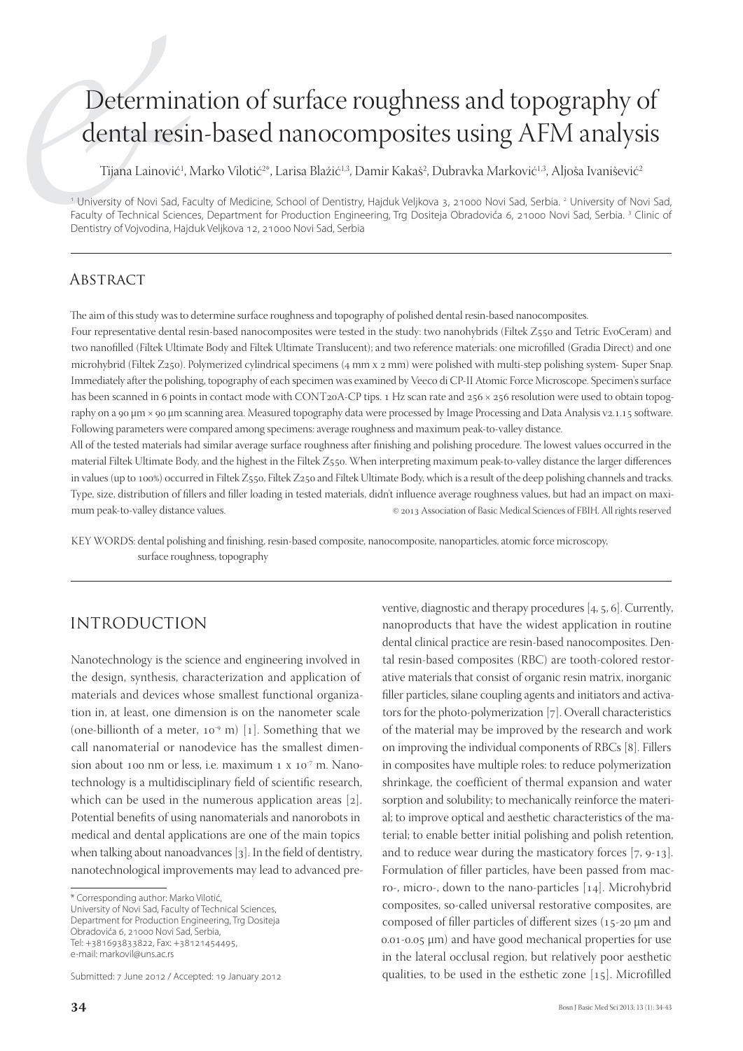# Determination of surface roughness and topography of dental resin-based nanocomposites using AFM analysis

Tijana Lainović[1], Marko Vilotić[2*], Larisa Blažić[1,3], Damir Kakaš[2], Dubravka Marković[1,3], Aljoša Ivanišević[2]

[1] University of Novi Sad, Faculty of Medicine, School of Dentistry, Hajduk Veljkova 3, 21000 Novi Sad, Serbia. [2] University of Novi Sad, Faculty of Technical Sciences, Department for Production Engineering, Trg Dositeja Obradovića 6, 21000 Novi Sad, Serbia. [3] Clinic of Dentistry of Vojvodina, Hajduk Veljkova 12, 21000 Novi Sad, Serbia

## Abstract

The aim of this study was to determine surface roughness and topography of polished dental resin-based nanocomposites.

Four representative dental resin-based nanocomposites were tested in the study: two nanohybrids (Filtek Z550 and Tetric EvoCeram) and two nanofilled (Filtek Ultimate Body and Filtek Ultimate Translucent); and two reference materials: one microfilled (Gradia Direct) and one microhybrid (Filtek Z250). Polymerized cylindrical specimens (4 mm x 2 mm) were polished with multi-step polishing system- Super Snap. Immediately after the polishing, topography of each specimen was examined by Veeco di CP-II Atomic Force Microscope. Specimen's surface has been scanned in 6 points in contact mode with CONT20A-CP tips. 1 Hz scan rate and 256 × 256 resolution were used to obtain topography on a 90 μm × 90 μm scanning area. Measured topography data were processed by Image Processing and Data Analysis v2.1.15 software. Following parameters were compared among specimens: average roughness and maximum peak-to-valley distance.

All of the tested materials had similar average surface roughness after finishing and polishing procedure. The lowest values occurred in the material Filtek Ultimate Body, and the highest in the Filtek Z550. When interpreting maximum peak-to-valley distance the larger differences in values (up to 100%) occurred in Filtek Z550, Filtek Z250 and Filtek Ultimate Body, which is a result of the deep polishing channels and tracks. Type, size, distribution of fillers and filler loading in tested materials, didn't influence average roughness values, but had an impact on maximum peak-to-valley distance values. © 2013 Association of Basic Medical Sciences of FBIH. All rights reserved

KEY WORDS: dental polishing and finishing, resin-based composite, nanocomposite, nanoparticles, atomic force microscopy, surface roughness, topography

## Introduction

Nanotechnology is the science and engineering involved in the design, synthesis, characterization and application of materials and devices whose smallest functional organization in, at least, one dimension is on the nanometer scale (one-billionth of a meter, $10^{-9}$ m) [1]. Something that we call nanomaterial or nanodevice has the smallest dimension about 100 nm or less, i.e. maximum $1 \times 10^{-7}$ m. Nanotechnology is a multidisciplinary field of scientific research, which can be used in the numerous application areas [2]. Potential benefits of using nanomaterials and nanorobots in medical and dental applications are one of the main topics when talking about nanoadvances [3]. In the field of dentistry, nanotechnological improvements may lead to advanced preventive, diagnostic and therapy procedures [4, 5, 6]. Currently, nanoproducts that have the widest application in routine dental clinical practice are resin-based nanocomposites. Dental resin-based composites (RBC) are tooth-colored restorative materials that consist of organic resin matrix, inorganic filler particles, silane coupling agents and initiators and activators for the photo-polymerization [7]. Overall characteristics of the material may be improved by the research and work on improving the individual components of RBCs [8]. Fillers in composites have multiple roles: to reduce polymerization shrinkage, the coefficient of thermal expansion and water sorption and solubility; to mechanically reinforce the material; to improve optical and aesthetic characteristics of the material; to enable better initial polishing and polish retention, and to reduce wear during the masticatory forces [7, 9-13]. Formulation of filler particles, have been passed from macro-, micro-, down to the nano-particles [14]. Microhybrid composites, so-called universal restorative composites, are composed of filler particles of different sizes (15-20 μm and 0.01-0.05 μm) and have good mechanical properties for use in the lateral occlusal region, but relatively poor aesthetic qualities, to be used in the esthetic zone [15]. Microfilled

\* Corresponding author: Marko Vilotić, University of Novi Sad, Faculty of Technical Sciences, Department for Production Engineering, Trg Dositeja Obradovića 6, 21000 Novi Sad, Serbia, Tel: +381693833822, Fax: +38121454495, e-mail: markovil@uns.ac.rs

Submitted: 7 June 2012 / Accepted: 19 January 2012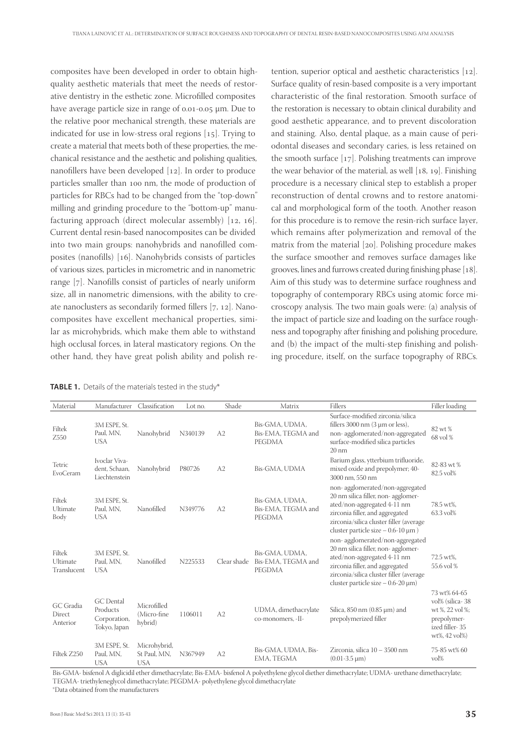composites have been developed in order to obtain high-quality aesthetic materials that meet the needs of restorative dentistry in the esthetic zone. Microfilled composites have average particle size in range of 0.01-0.05 µm. Due to the relative poor mechanical strength, these materials are indicated for use in low-stress oral regions [15]. Trying to create a material that meets both of these properties, the mechanical resistance and the aesthetic and polishing qualities, nanofillers have been developed [12]. In order to produce particles smaller than 100 nm, the mode of production of particles for RBCs had to be changed from the "top-down" milling and grinding procedure to the "bottom-up" manufacturing approach (direct molecular assembly) [12, 16]. Current dental resin-based nanocomposites can be divided into two main groups: nanohybrids and nanofilled composites (nanofills) [16]. Nanohybrids consists of particles of various sizes, particles in micrometric and in nanometric range [7]. Nanofills consist of particles of nearly uniform size, all in nanometric dimensions, with the ability to create nanoclusters as secondarily formed fillers [7, 12]. Nanocomposites have excellent mechanical properties, similar as microhybrids, which make them able to withstand high occlusal forces, in lateral masticatory regions. On the other hand, they have great polish ability and polish retention, superior optical and aesthetic characteristics [12]. Surface quality of resin-based composite is a very important characteristic of the final restoration. Smooth surface of the restoration is necessary to obtain clinical durability and good aesthetic appearance, and to prevent discoloration and staining. Also, dental plaque, as a main cause of periodontal diseases and secondary caries, is less retained on the smooth surface [17]. Polishing treatments can improve the wear behavior of the material, as well [18, 19]. Finishing procedure is a necessary clinical step to establish a proper reconstruction of dental crowns and to restore anatomical and morphological form of the tooth. Another reason for this procedure is to remove the resin-rich surface layer, which remains after polymerization and removal of the matrix from the material [20]. Polishing procedure makes the surface smoother and removes surface damages like grooves, lines and furrows created during finishing phase [18]. Aim of this study was to determine surface roughness and topography of contemporary RBCs using atomic force microscopy analysis. The two main goals were: (a) analysis of the impact of particle size and loading on the surface roughness and topography after finishing and polishing procedure, and (b) the impact of the multi-step finishing and polishing procedure, itself, on the surface topography of RBCs.

**TABLE 1.** Details of the materials tested in the study*

| Material | Manufacturer | Classification | Lot no. | Shade | Matrix | Fillers | Filler loading |
|---|---|---|---|---|---|---|---|
| Filtek Z550 | 3M ESPE, St. Paul, MN, USA | Nanohybrid | N340139 | A2 | Bis-GMA, UDMA, Bis-EMA, TEGMA and PEGDMA | Surface-modified zirconia/silica fillers 3000 nm (3 µm or less), non- agglomerated/non-aggregated surface-modified silica particles 20 nm | 82 wt % 68 vol % |
| Tetric EvoCeram | Ivoclar Vivadent, Schaan, Liechtenstein | Nanohybrid | P80726 | A2 | Bis-GMA, UDMA | Barium glass, ytterbium trifluoride, mixed oxide and prepolymer; 40-3000 nm, 550 nm | 82-83 wt % 82.5 vol% |
| Filtek Ultimate Body | 3M ESPE, St. Paul, MN, USA | Nanofilled | N349776 | A2 | Bis-GMA, UDMA, Bis-EMA, TEGMA and PEGDMA | non- agglomerated/non-aggregated 20 nm silica filler, non- agglomerated/non-aggregated 4-11 nm zirconia filler, and aggregated zirconia/silica cluster filler (average cluster particle size – 0.6-10 µm ) | 78.5 wt%, 63.3 vol% |
| Filtek Ultimate Translucent | 3M ESPE, St. Paul, MN, USA | Nanofilled | N225533 | Clear shade | Bis-GMA, UDMA, Bis-EMA, TEGMA and PEGDMA | non- agglomerated/non-aggregated 20 nm silica filler, non- agglomerated/non-aggregated 4-11 nm zirconia filler, and aggregated zirconia/silica cluster filler (average cluster particle size – 0.6-20 µm) | 72.5 wt%, 55.6 vol % |
| GC Gradia Direct Anterior | GC Dental Products Corporation, Tokyo, Japan | Microfilled (Micro-fine hybrid) | 1106011 | A2 | UDMA, dimethacrylate co-monomers, -II- | Silica, 850 nm (0.85 µm) and prepolymerized filler | 73 wt% 64-65 vol% (silica- 38 wt %, 22 vol %; prepolymerized filler- 35 wt%, 42 vol%) |
| Filtek Z250 | 3M ESPE, St. Paul, MN, USA | Microhybrid, St Paul, MN, USA | N367949 | A2 | Bis-GMA, UDMA, Bis-EMA, TEGMA | Zirconia, silica 10 – 3500 nm (0.01-3.5 µm) | 75-85 wt% 60 vol% |

Bis-GMA- bisfenol A diglicidil ether dimethacrylate; Bis-EMA- bisfenol A polyethylene glycol diether dimethacrylate; UDMA- urethane dimethacrylate; TEGMA- triethyleneglycol dimethacrylate; PEGDMA- polyethylene glycol dimethacrylate

*Data obtained from the manufacturers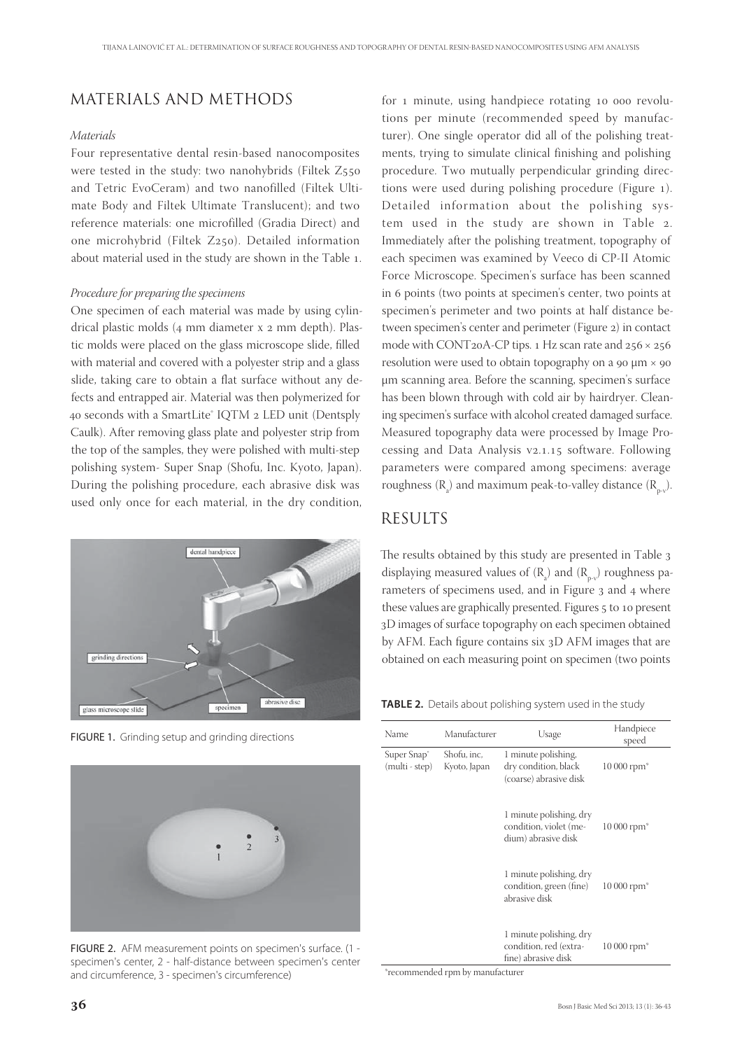## MATERIALS AND METHODS

### *Materials*

Four representative dental resin-based nanocomposites were tested in the study: two nanohybrids (Filtek Z550 and Tetric EvoCeram) and two nanofilled (Filtek Ultimate Body and Filtek Ultimate Translucent); and two reference materials: one microfilled (Gradia Direct) and one microhybrid (Filtek Z250). Detailed information about material used in the study are shown in the Table 1.

### *Procedure for preparing the specimens*

One specimen of each material was made by using cylindrical plastic molds (4 mm diameter x 2 mm depth). Plastic molds were placed on the glass microscope slide, filled with material and covered with a polyester strip and a glass slide, taking care to obtain a flat surface without any defects and entrapped air. Material was then polymerized for 40 seconds with a SmartLite® IQTM 2 LED unit (Dentsply Caulk). After removing glass plate and polyester strip from the top of the samples, they were polished with multi-step polishing system- Super Snap (Shofu, Inc. Kyoto, Japan). During the polishing procedure, each abrasive disk was used only once for each material, in the dry condition, for 1 minute, using handpiece rotating 10 000 revolutions per minute (recommended speed by manufacturer). One single operator did all of the polishing treatments, trying to simulate clinical finishing and polishing procedure. Two mutually perpendicular grinding directions were used during polishing procedure (Figure 1). Detailed information about the polishing system used in the study are shown in Table 2. Immediately after the polishing treatment, topography of each specimen was examined by Veeco di CP-II Atomic Force Microscope. Specimen's surface has been scanned in 6 points (two points at specimen's center, two points at specimen's perimeter and two points at half distance between specimen's center and perimeter (Figure 2) in contact mode with CONT20A-CP tips. 1 Hz scan rate and 256 × 256 resolution were used to obtain topography on a 90 μm × 90 μm scanning area. Before the scanning, specimen's surface has been blown through with cold air by hairdryer. Cleaning specimen's surface with alcohol created damaged surface. Measured topography data were processed by Image Processing and Data Analysis v2.1.15 software. Following parameters were compared among specimens: average roughness ($R_a$) and maximum peak-to-valley distance ($R_{p-v}$).

FIGURE 1. Grinding setup and grinding directions

FIGURE 2. AFM measurement points on specimen's surface. (1 - specimen's center, 2 - half-distance between specimen's center and circumference, 3 - specimen's circumference)

## RESULTS

The results obtained by this study are presented in Table 3 displaying measured values of ($R_a$) and ($R_{p-v}$) roughness parameters of specimens used, and in Figure 3 and 4 where these values are graphically presented. Figures 5 to 10 present 3D images of surface topography on each specimen obtained by AFM. Each figure contains six 3D AFM images that are obtained on each measuring point on specimen (two points

**TABLE 2.** Details about polishing system used in the study

| Name | Manufacturer | Usage | Handpiece speed |
|---|---|---|---|
| Super Snap® (multi - step) | Shofu, inc. Kyoto, Japan | 1 minute polishing, dry condition, black (coarse) abrasive disk | 10 000 rpm* |
| | | 1 minute polishing, dry condition, violet (medium) abrasive disk | 10 000 rpm* |
| | | 1 minute polishing, dry condition, green (fine) abrasive disk | 10 000 rpm* |
| | | 1 minute polishing, dry condition, red (extra-fine) abrasive disk | 10 000 rpm* |

*recommended rpm by manufacturer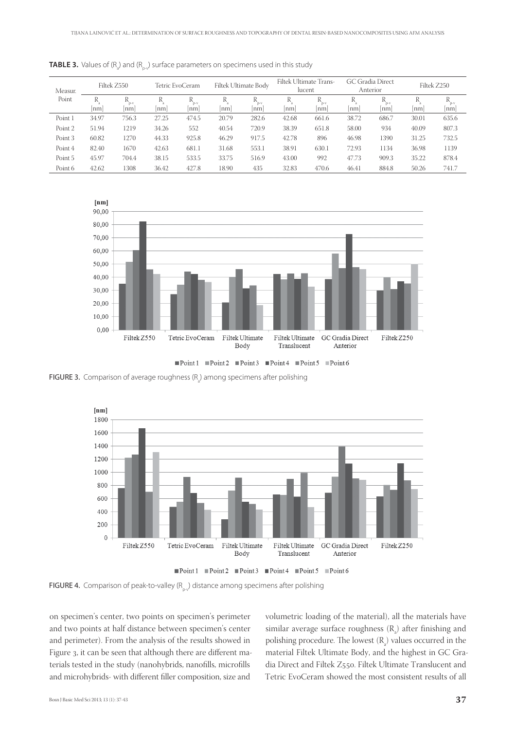**TABLE 3.** Values of ($R_a$) and ($R_{p-v}$) surface parameters on specimens used in this study

| Measur. Point | Filtek Z550 | | Tetric EvoCeram | | Filtek Ultimate Body | | Filtek Ultimate Translucent | | GC Gradia Direct Anterior | | Filtek Z250 | |
|---|---|---|---|---|---|---|---|---|---|---|---|---|
| | $R_a$ [nm] | $R_{p-v}$ [nm] | $R_a$ [nm] | $R_{p-v}$ [nm] | $R_a$ [nm] | $R_{p-v}$ [nm] | $R_a$ [nm] | $R_{p-v}$ [nm] | $R_a$ [nm] | $R_{p-v}$ [nm] | $R_a$ [nm] | $R_{p-v}$ [nm] |
| Point 1 | 34.97 | 756.3 | 27.25 | 474.5 | 20.79 | 282.6 | 42.68 | 661.6 | 38.72 | 686.7 | 30.01 | 635.6 |
| Point 2 | 51.94 | 1219 | 34.26 | 552 | 40.54 | 720.9 | 38.39 | 651.8 | 58.00 | 934 | 40.09 | 807.3 |
| Point 3 | 60.82 | 1270 | 44.33 | 925.8 | 46.29 | 917.5 | 42.78 | 896 | 46.98 | 1390 | 31.25 | 732.5 |
| Point 4 | 82.40 | 1670 | 42.63 | 681.1 | 31.68 | 553.1 | 38.91 | 630.1 | 72.93 | 1134 | 36.98 | 1139 |
| Point 5 | 45.97 | 704.4 | 38.15 | 533.5 | 33.75 | 516.9 | 43.00 | 992 | 47.73 | 909.3 | 35.22 | 878.4 |
| Point 6 | 42.62 | 1308 | 36.42 | 427.8 | 18.90 | 435 | 32.83 | 470.6 | 46.41 | 884.8 | 50.26 | 741.7 |

FIGURE 3. Comparison of average roughness ($R_a$) among specimens after polishing

FIGURE 4. Comparison of peak-to-valley ($R_{p-v}$) distance among specimens after polishing

on specimen's center, two points on specimen's perimeter and two points at half distance between specimen's center and perimeter). From the analysis of the results showed in Figure 3, it can be seen that although there are different materials tested in the study (nanohybrids, nanofills, microfills and microhybrids- with different filler composition, size and volumetric loading of the material), all the materials have similar average surface roughness ($R_a$) after finishing and polishing procedure. The lowest ($R_a$) values occurred in the material Filtek Ultimate Body, and the highest in GC Gradia Direct and Filtek Z550. Filtek Ultimate Translucent and Tetric EvoCeram showed the most consistent results of all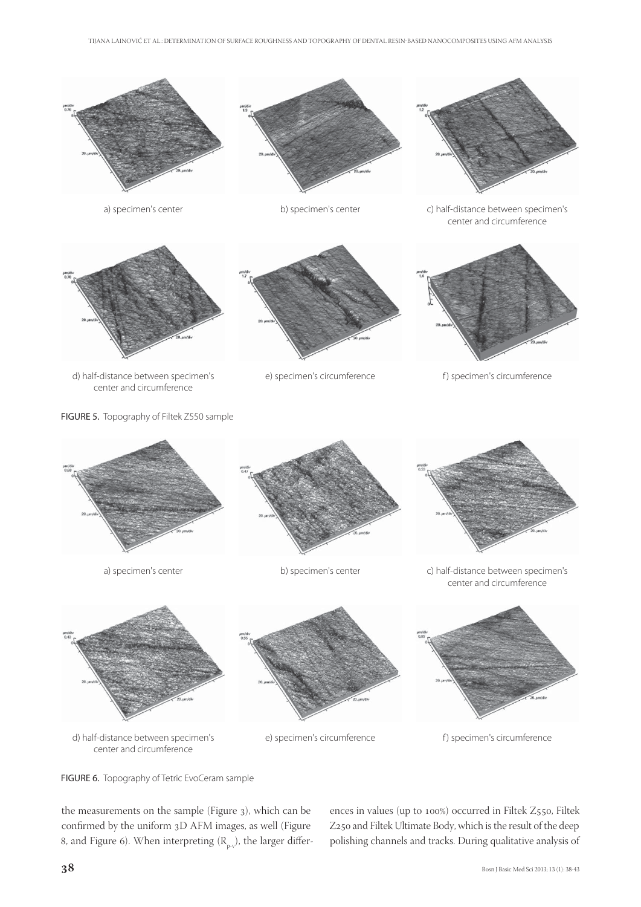a) specimen's center

b) specimen's center

c) half-distance between specimen's center and circumference

d) half-distance between specimen's center and circumference

e) specimen's circumference

f) specimen's circumference

**FIGURE 5.** Topography of Filtek Z550 sample

a) specimen's center

b) specimen's center

c) half-distance between specimen's center and circumference

d) half-distance between specimen's center and circumference

e) specimen's circumference

f) specimen's circumference

**FIGURE 6.** Topography of Tetric EvoCeram sample

the measurements on the sample (Figure 3), which can be confirmed by the uniform 3D AFM images, as well (Figure 8, and Figure 6). When interpreting ($R_{p-v}$), the larger differences in values (up to 100%) occurred in Filtek Z550, Filtek Z250 and Filtek Ultimate Body, which is the result of the deep polishing channels and tracks. During qualitative analysis of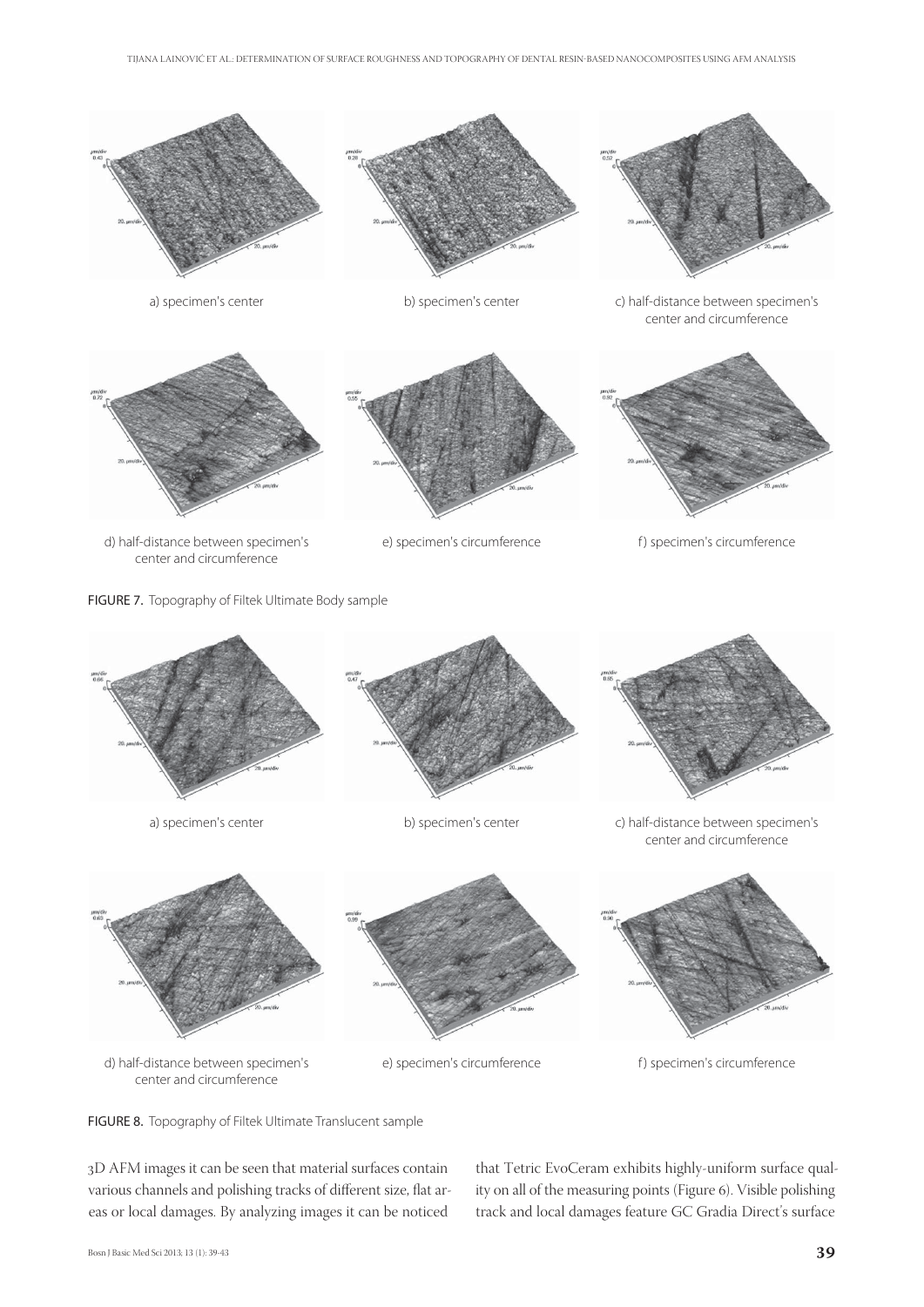a) specimen's center

b) specimen's center

c) half-distance between specimen's center and circumference

d) half-distance between specimen's center and circumference

e) specimen's circumference

f) specimen's circumference

**FIGURE 7.** Topography of Filtek Ultimate Body sample

a) specimen's center

b) specimen's center

c) half-distance between specimen's center and circumference

d) half-distance between specimen's center and circumference

e) specimen's circumference

f) specimen's circumference

**FIGURE 8.** Topography of Filtek Ultimate Translucent sample

3D AFM images it can be seen that material surfaces contain various channels and polishing tracks of different size, flat areas or local damages. By analyzing images it can be noticed that Tetric EvoCeram exhibits highly-uniform surface quality on all of the measuring points (Figure 6). Visible polishing track and local damages feature GC Gradia Direct's surface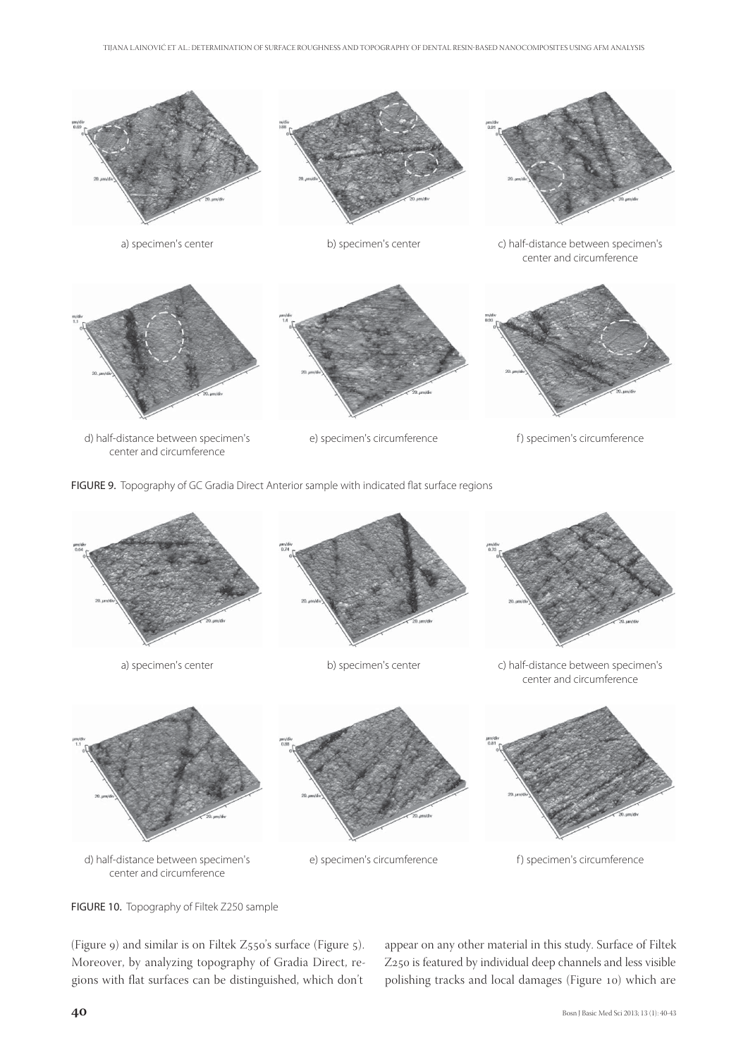a) specimen's center

b) specimen's center

c) half-distance between specimen's center and circumference

d) half-distance between specimen's center and circumference

e) specimen's circumference

f) specimen's circumference

FIGURE 9. Topography of GC Gradia Direct Anterior sample with indicated flat surface regions

a) specimen's center

b) specimen's center

c) half-distance between specimen's center and circumference

d) half-distance between specimen's center and circumference

e) specimen's circumference

f) specimen's circumference

FIGURE 10. Topography of Filtek Z250 sample

(Figure 9) and similar is on Filtek Z550's surface (Figure 5). Moreover, by analyzing topography of Gradia Direct, regions with flat surfaces can be distinguished, which don't appear on any other material in this study. Surface of Filtek Z250 is featured by individual deep channels and less visible polishing tracks and local damages (Figure 10) which are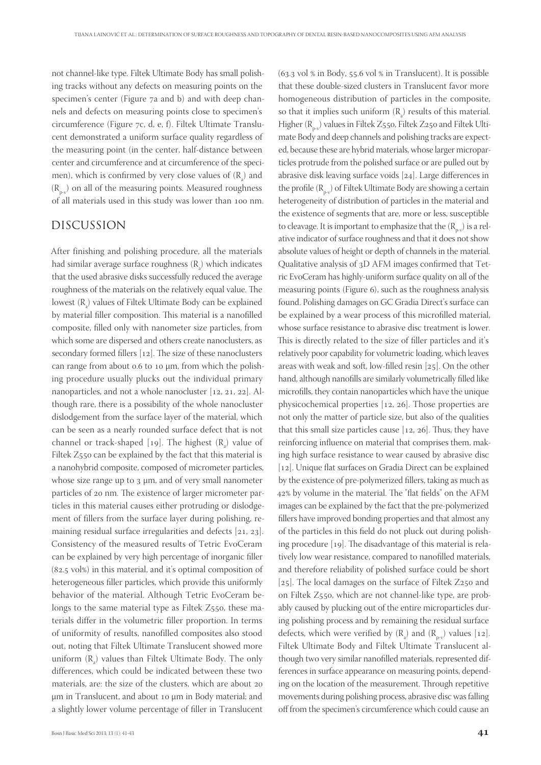not channel-like type. Filtek Ultimate Body has small polishing tracks without any defects on measuring points on the specimen's center (Figure 7a and b) and with deep channels and defects on measuring points close to specimen's circumference (Figure 7c, d, e, f). Filtek Ultimate Translucent demonstrated a uniform surface quality regardless of the measuring point (in the center, half-distance between center and circumference and at circumference of the specimen), which is confirmed by very close values of ($R_a$) and ($R_{p-v}$) on all of the measuring points. Measured roughness of all materials used in this study was lower than 100 nm.

## DISCUSSION

After finishing and polishing procedure, all the materials had similar average surface roughness ($R_a$) which indicates that the used abrasive disks successfully reduced the average roughness of the materials on the relatively equal value. The lowest ($R_a$) values of Filtek Ultimate Body can be explained by material filler composition. This material is a nanofilled composite, filled only with nanometer size particles, from which some are dispersed and others create nanoclusters, as secondary formed fillers [12]. The size of these nanoclusters can range from about 0.6 to 10 µm, from which the polishing procedure usually plucks out the individual primary nanoparticles, and not a whole nanocluster [12, 21, 22]. Although rare, there is a possibility of the whole nanocluster dislodgement from the surface layer of the material, which can be seen as a nearly rounded surface defect that is not channel or track-shaped [19]. The highest ($R_a$) value of Filtek Z550 can be explained by the fact that this material is a nanohybrid composite, composed of micrometer particles, whose size range up to 3 µm, and of very small nanometer particles of 20 nm. The existence of larger micrometer particles in this material causes either protruding or dislodgement of fillers from the surface layer during polishing, remaining residual surface irregularities and defects [21, 23]. Consistency of the measured results of Tetric EvoCeram can be explained by very high percentage of inorganic filler (82.5 vol%) in this material, and it's optimal composition of heterogeneous filler particles, which provide this uniformly behavior of the material. Although Tetric EvoCeram belongs to the same material type as Filtek Z550, these materials differ in the volumetric filler proportion. In terms of uniformity of results, nanofilled composites also stood out, noting that Filtek Ultimate Translucent showed more uniform ($R_a$) values than Filtek Ultimate Body. The only differences, which could be indicated between these two materials, are: the size of the clusters, which are about 20 µm in Translucent, and about 10 µm in Body material; and a slightly lower volume percentage of filler in Translucent (63.3 vol % in Body, 55.6 vol % in Translucent). It is possible that these double-sized clusters in Translucent favor more homogeneous distribution of particles in the composite, so that it implies such uniform ($R_a$) results of this material. Higher ($R_{p-v}$) values in Filtek Z550, Filtek Z250 and Filtek Ultimate Body and deep channels and polishing tracks are expected, because these are hybrid materials, whose larger microparticles protrude from the polished surface or are pulled out by abrasive disk leaving surface voids [24]. Large differences in the profile ($R_{p-v}$) of Filtek Ultimate Body are showing a certain heterogeneity of distribution of particles in the material and the existence of segments that are, more or less, susceptible to cleavage. It is important to emphasize that the ($R_{p-v}$) is a relative indicator of surface roughness and that it does not show absolute values of height or depth of channels in the material. Qualitative analysis of 3D AFM images confirmed that Tetric EvoCeram has highly-uniform surface quality on all of the measuring points (Figure 6), such as the roughness analysis found. Polishing damages on GC Gradia Direct's surface can be explained by a wear process of this microfilled material, whose surface resistance to abrasive disc treatment is lower. This is directly related to the size of filler particles and it's relatively poor capability for volumetric loading, which leaves areas with weak and soft, low-filled resin [25]. On the other hand, although nanofills are similarly volumetrically filled like microfills, they contain nanoparticles which have the unique physicochemical properties [12, 26]. Those properties are not only the matter of particle size, but also of the qualities that this small size particles cause [12, 26]. Thus, they have reinforcing influence on material that comprises them, making high surface resistance to wear caused by abrasive disc [12]. Unique flat surfaces on Gradia Direct can be explained by the existence of pre-polymerized fillers, taking as much as 42% by volume in the material. The "flat fields" on the AFM images can be explained by the fact that the pre-polymerized fillers have improved bonding properties and that almost any of the particles in this field do not pluck out during polishing procedure [19]. The disadvantage of this material is relatively low wear resistance, compared to nanofilled materials, and therefore reliability of polished surface could be short [25]. The local damages on the surface of Filtek Z250 and on Filtek Z550, which are not channel-like type, are probably caused by plucking out of the entire microparticles during polishing process and by remaining the residual surface defects, which were verified by ($R_a$) and ($R_{p-v}$) values [12]. Filtek Ultimate Body and Filtek Ultimate Translucent although two very similar nanofilled materials, represented differences in surface appearance on measuring points, depending on the location of the measurement. Through repetitive movements during polishing process, abrasive disc was falling off from the specimen's circumference which could cause an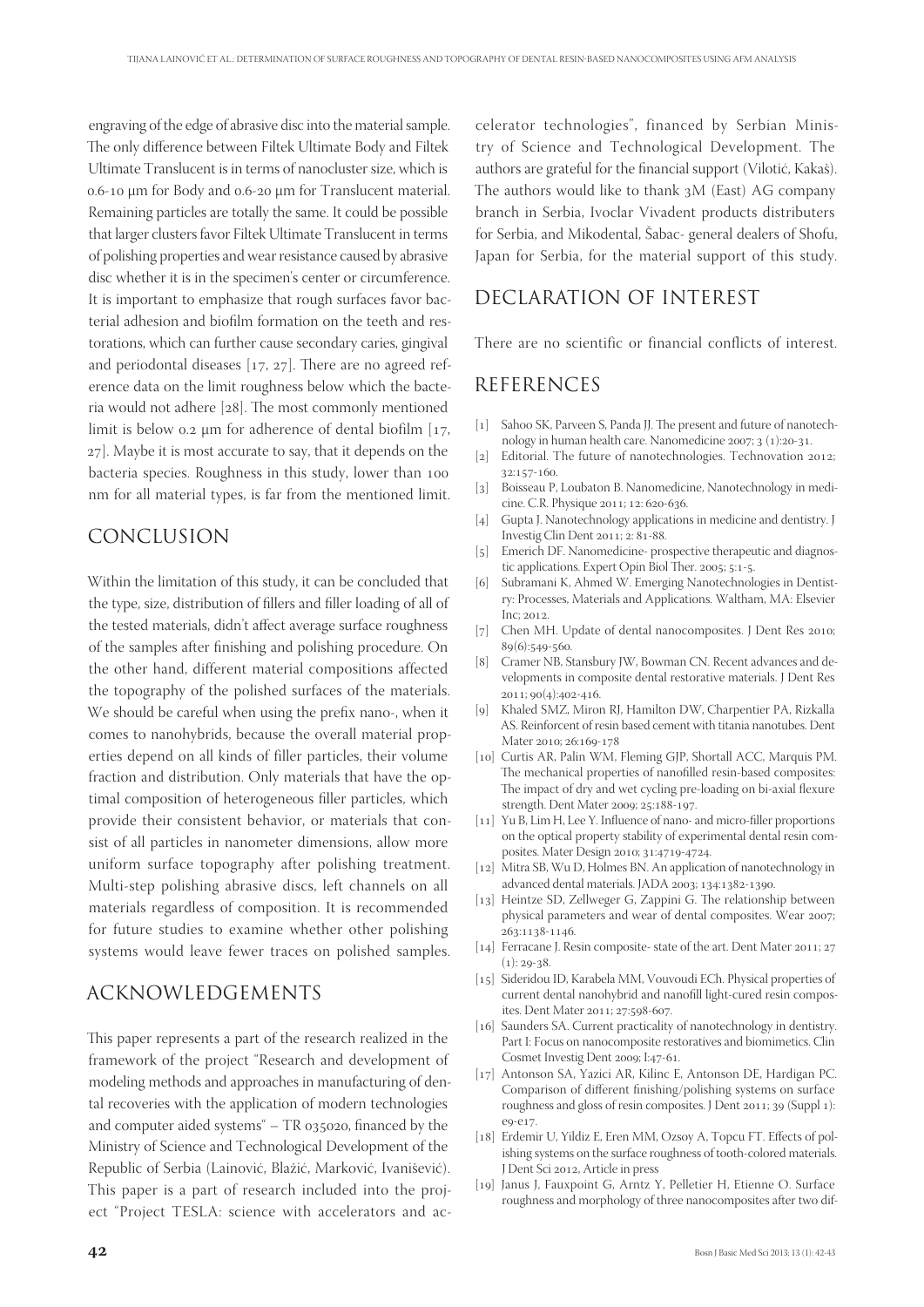engraving of the edge of abrasive disc into the material sample. The only difference between Filtek Ultimate Body and Filtek Ultimate Translucent is in terms of nanocluster size, which is 0.6-10 μm for Body and 0.6-20 μm for Translucent material. Remaining particles are totally the same. It could be possible that larger clusters favor Filtek Ultimate Translucent in terms of polishing properties and wear resistance caused by abrasive disc whether it is in the specimen's center or circumference. It is important to emphasize that rough surfaces favor bacterial adhesion and biofilm formation on the teeth and restorations, which can further cause secondary caries, gingival and periodontal diseases [17, 27]. There are no agreed reference data on the limit roughness below which the bacteria would not adhere [28]. The most commonly mentioned limit is below 0.2 μm for adherence of dental biofilm [17, 27]. Maybe it is most accurate to say, that it depends on the bacteria species. Roughness in this study, lower than 100 nm for all material types, is far from the mentioned limit.

## CONCLUSION

Within the limitation of this study, it can be concluded that the type, size, distribution of fillers and filler loading of all of the tested materials, didn't affect average surface roughness of the samples after finishing and polishing procedure. On the other hand, different material compositions affected the topography of the polished surfaces of the materials. We should be careful when using the prefix nano-, when it comes to nanohybrids, because the overall material properties depend on all kinds of filler particles, their volume fraction and distribution. Only materials that have the optimal composition of heterogeneous filler particles, which provide their consistent behavior, or materials that consist of all particles in nanometer dimensions, allow more uniform surface topography after polishing treatment. Multi-step polishing abrasive discs, left channels on all materials regardless of composition. It is recommended for future studies to examine whether other polishing systems would leave fewer traces on polished samples.

## ACKNOWLEDGEMENTS

This paper represents a part of the research realized in the framework of the project "Research and development of modeling methods and approaches in manufacturing of dental recoveries with the application of modern technologies and computer aided systems" – TR 035020, financed by the Ministry of Science and Technological Development of the Republic of Serbia (Lainović, Blažić, Marković, Ivanišević). This paper is a part of research included into the project "Project TESLA: science with accelerators and accelerator technologies", financed by Serbian Ministry of Science and Technological Development. The authors are grateful for the financial support (Vilotić, Kakaš). The authors would like to thank 3M (East) AG company branch in Serbia, Ivoclar Vivadent products distributers for Serbia, and Mikodental, Šabac- general dealers of Shofu, Japan for Serbia, for the material support of this study.

## DECLARATION OF INTEREST

There are no scientific or financial conflicts of interest.

## REFERENCES

[1] Sahoo SK, Parveen S, Panda JJ. The present and future of nanotechnology in human health care. Nanomedicine 2007; 3 (1):20-31.

[2] Editorial. The future of nanotechnologies. Technovation 2012; 32:157-160.

[3] Boisseau P, Loubaton B. Nanomedicine, Nanotechnology in medicine. C.R. Physique 2011; 12: 620-636.

[4] Gupta J. Nanotechnology applications in medicine and dentistry. J Investig Clin Dent 2011; 2: 81-88.

[5] Emerich DF. Nanomedicine- prospective therapeutic and diagnostic applications. Expert Opin Biol Ther. 2005; 5:1-5.

[6] Subramani K, Ahmed W. Emerging Nanotechnologies in Dentistry: Processes, Materials and Applications. Waltham, MA: Elsevier Inc; 2012.

[7] Chen MH. Update of dental nanocomposites. J Dent Res 2010; 89(6):549-560.

[8] Cramer NB, Stansbury JW, Bowman CN. Recent advances and developments in composite dental restorative materials. J Dent Res 2011; 90(4):402-416.

[9] Khaled SMZ, Miron RJ, Hamilton DW, Charpentier PA, Rizkalla AS. Reinforcent of resin based cement with titania nanotubes. Dent Mater 2010; 26:169-178

[10] Curtis AR, Palin WM, Fleming GJP, Shortall ACC, Marquis PM. The mechanical properties of nanofilled resin-based composites: The impact of dry and wet cycling pre-loading on bi-axial flexure strength. Dent Mater 2009; 25:188-197.

[11] Yu B, Lim H, Lee Y. Influence of nano- and micro-filler proportions on the optical property stability of experimental dental resin composites. Mater Design 2010; 31:4719-4724.

[12] Mitra SB, Wu D, Holmes BN. An application of nanotechnology in advanced dental materials. JADA 2003; 134:1382-1390.

[13] Heintze SD, Zellweger G, Zappini G. The relationship between physical parameters and wear of dental composites. Wear 2007; 263:1138-1146.

[14] Ferracane J. Resin composite- state of the art. Dent Mater 2011; 27 (1): 29-38.

[15] Sideridou ID, Karabela MM, Vouvoudi ECh. Physical properties of current dental nanohybrid and nanofill light-cured resin composites. Dent Mater 2011; 27:598-607.

[16] Saunders SA. Current practicality of nanotechnology in dentistry. Part I: Focus on nanocomposite restoratives and biomimetics. Clin Cosmet Investig Dent 2009; I:47-61.

[17] Antonson SA, Yazici AR, Kilinc E, Antonson DE, Hardigan PC. Comparison of different finishing/polishing systems on surface roughness and gloss of resin composites. J Dent 2011; 39 (Suppl 1): e9-e17.

[18] Erdemir U, Yildiz E, Eren MM, Ozsoy A, Topcu FT. Effects of polishing systems on the surface roughness of tooth-colored materials. J Dent Sci 2012, Article in press

[19] Janus J, Fauxpoint G, Arntz Y, Pelletier H, Etienne O. Surface roughness and morphology of three nanocomposites after two dif-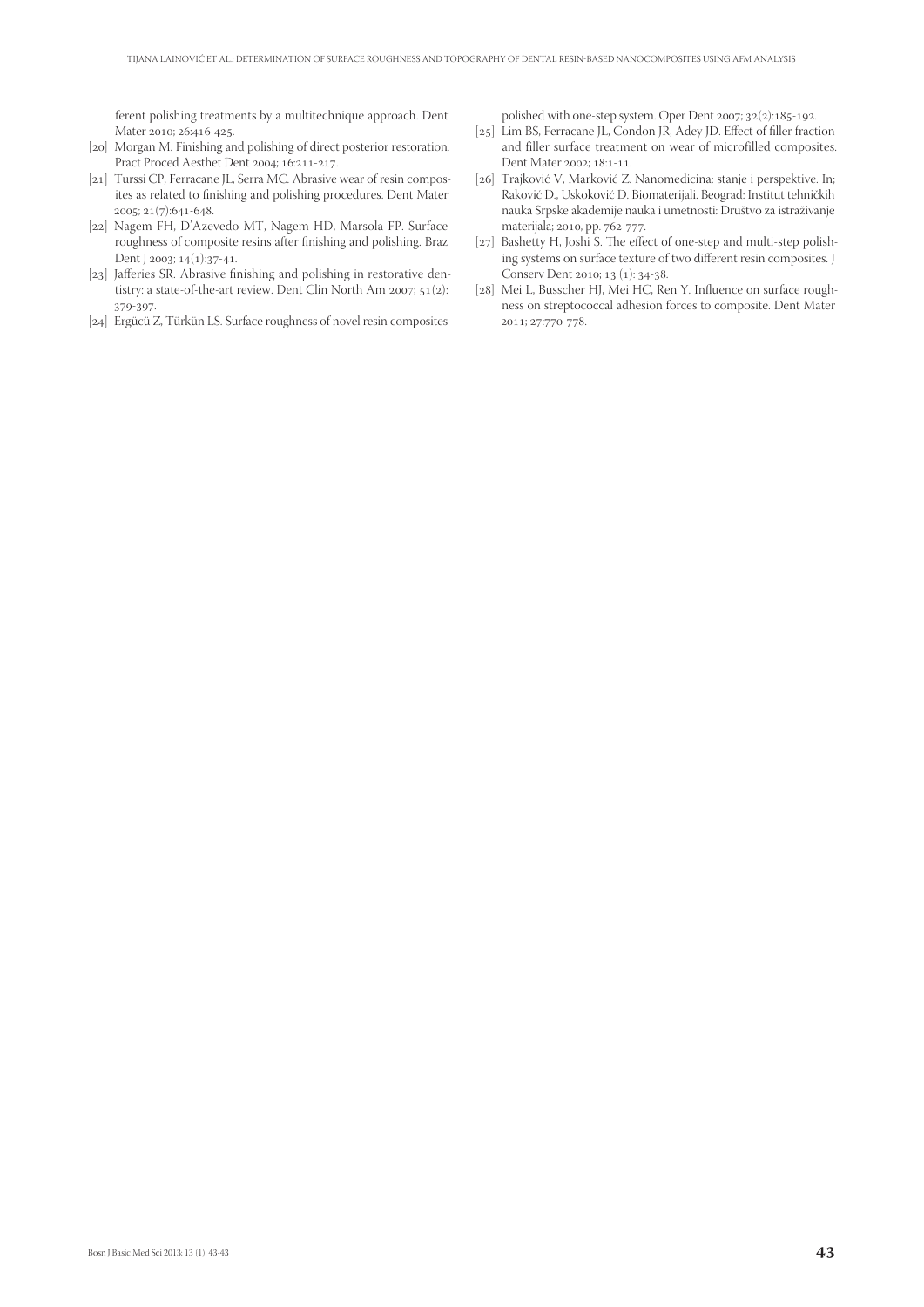ferent polishing treatments by a multitechnique approach. Dent Mater 2010; 26:416-425.

[20] Morgan M. Finishing and polishing of direct posterior restoration. Pract Proced Aesthet Dent 2004; 16:211-217.

[21] Turssi CP, Ferracane JL, Serra MC. Abrasive wear of resin composites as related to finishing and polishing procedures. Dent Mater 2005; 21(7):641-648.

[22] Nagem FH, D'Azevedo MT, Nagem HD, Marsola FP. Surface roughness of composite resins after finishing and polishing. Braz Dent J 2003; 14(1):37-41.

[23] Jafferies SR. Abrasive finishing and polishing in restorative dentistry: a state-of-the-art review. Dent Clin North Am 2007; 51(2): 379-397.

[24] Ergücü Z, Türkün LS. Surface roughness of novel resin composites polished with one-step system. Oper Dent 2007; 32(2):185-192.

[25] Lim BS, Ferracane JL, Condon JR, Adey JD. Effect of filler fraction and filler surface treatment on wear of microfilled composites. Dent Mater 2002; 18:1-11.

[26] Trajković V, Marković Z. Nanomedicina: stanje i perspektive. In; Raković D., Uskoković D. Biomaterijali. Beograd: Institut tehničkih nauka Srpske akademije nauka i umetnosti: Društvo za istraživanje materijala; 2010, pp. 762-777.

[27] Bashetty H, Joshi S. The effect of one-step and multi-step polishing systems on surface texture of two different resin composites. J Conserv Dent 2010; 13 (1): 34-38.

[28] Mei L, Busscher HJ, Mei HC, Ren Y. Influence on surface roughness on streptococcal adhesion forces to composite. Dent Mater 2011; 27:770-778.